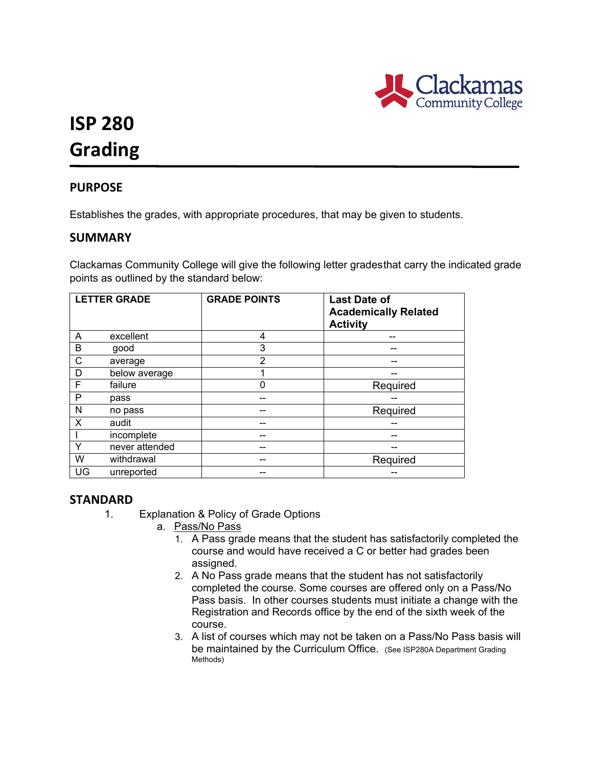# ISP 280
# Grading

## PURPOSE

Establishes the grades, with appropriate procedures, that may be given to students.

## SUMMARY

Clackamas Community College will give the following letter gradesthat carry the indicated grade points as outlined by the standard below:

| LETTER GRADE | | GRADE POINTS | Last Date of Academically Related Activity |
|---|---|---|---|
| A | excellent | 4 | -- |
| B | good | 3 | -- |
| C | average | 2 | -- |
| D | below average | 1 | -- |
| F | failure | 0 | Required |
| P | pass | -- | -- |
| N | no pass | -- | Required |
| X | audit | -- | -- |
| I | incomplete | -- | -- |
| Y | never attended | -- | -- |
| W | withdrawal | -- | Required |
| UG | unreported | -- | -- |

## STANDARD

1. Explanation & Policy of Grade Options
   a. Pass/No Pass
      1. A Pass grade means that the student has satisfactorily completed the course and would have received a C or better had grades been assigned.
      2. A No Pass grade means that the student has not satisfactorily completed the course. Some courses are offered only on a Pass/No Pass basis. In other courses students must initiate a change with the Registration and Records office by the end of the sixth week of the course.
      3. A list of courses which may not be taken on a Pass/No Pass basis will be maintained by the Curriculum Office. (See ISP280A Department Grading Methods)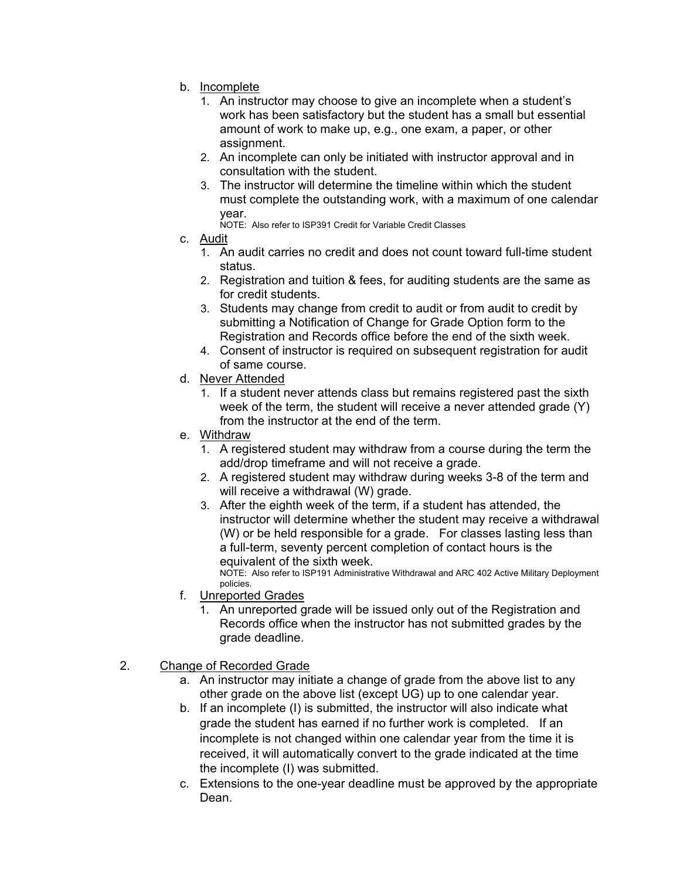b. Incomplete
   1. An instructor may choose to give an incomplete when a student's work has been satisfactory but the student has a small but essential amount of work to make up, e.g., one exam, a paper, or other assignment.
   2. An incomplete can only be initiated with instructor approval and in consultation with the student.
   3. The instructor will determine the timeline within which the student must complete the outstanding work, with a maximum of one calendar year.

   NOTE: Also refer to ISP391 Credit for Variable Credit Classes

c. Audit
   1. An audit carries no credit and does not count toward full-time student status.
   2. Registration and tuition & fees, for auditing students are the same as for credit students.
   3. Students may change from credit to audit or from audit to credit by submitting a Notification of Change for Grade Option form to the Registration and Records office before the end of the sixth week.
   4. Consent of instructor is required on subsequent registration for audit of same course.

d. Never Attended
   1. If a student never attends class but remains registered past the sixth week of the term, the student will receive a never attended grade (Y) from the instructor at the end of the term.

e. Withdraw
   1. A registered student may withdraw from a course during the term the add/drop timeframe and will not receive a grade.
   2. A registered student may withdraw during weeks 3-8 of the term and will receive a withdrawal (W) grade.
   3. After the eighth week of the term, if a student has attended, the instructor will determine whether the student may receive a withdrawal (W) or be held responsible for a grade. For classes lasting less than a full-term, seventy percent completion of contact hours is the equivalent of the sixth week.

   NOTE: Also refer to ISP191 Administrative Withdrawal and ARC 402 Active Military Deployment policies.

f. Unreported Grades
   1. An unreported grade will be issued only out of the Registration and Records office when the instructor has not submitted grades by the grade deadline.

2. Change of Recorded Grade
   a. An instructor may initiate a change of grade from the above list to any other grade on the above list (except UG) up to one calendar year.
   b. If an incomplete (I) is submitted, the instructor will also indicate what grade the student has earned if no further work is completed. If an incomplete is not changed within one calendar year from the time it is received, it will automatically convert to the grade indicated at the time the incomplete (I) was submitted.
   c. Extensions to the one-year deadline must be approved by the appropriate Dean.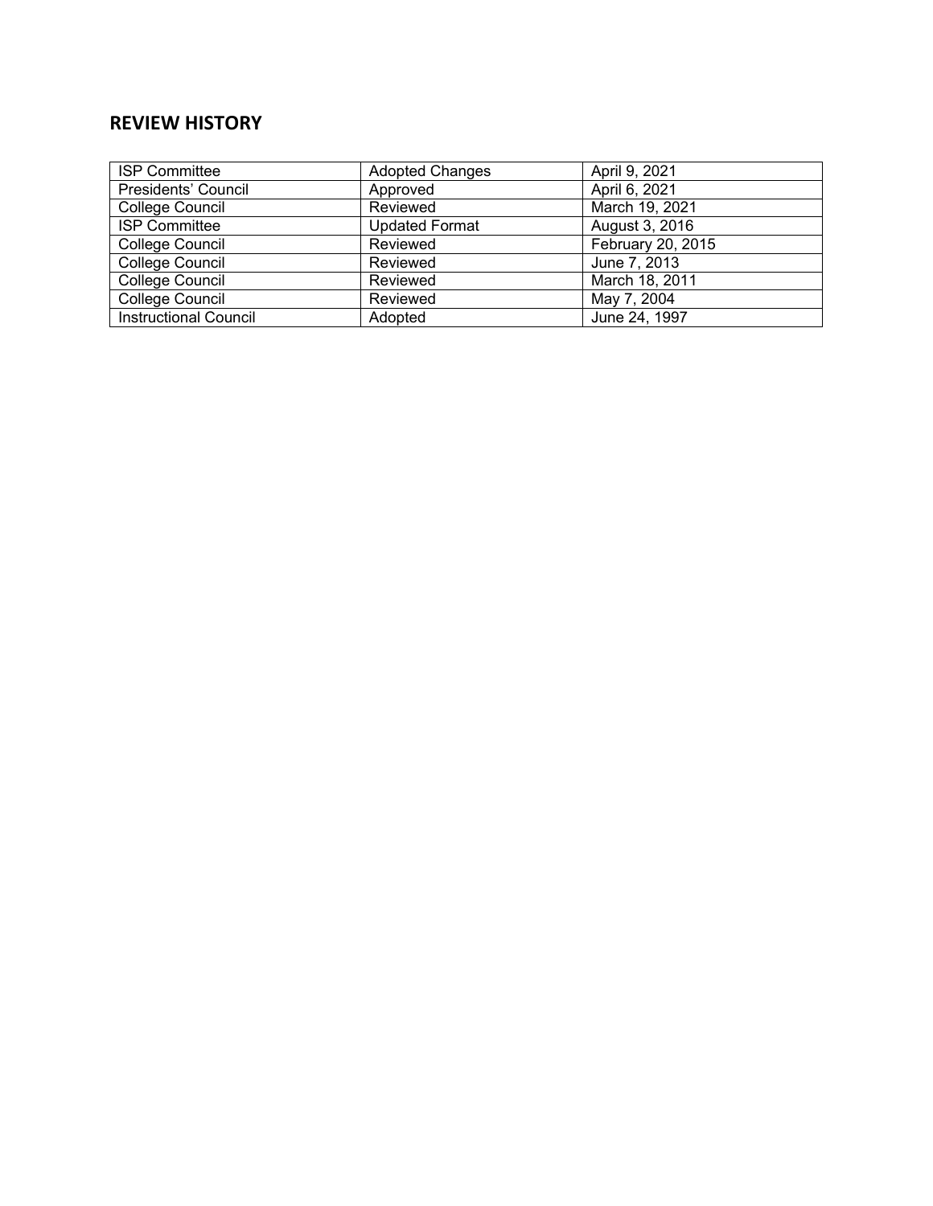## REVIEW HISTORY

| | | |
|---|---|---|
| ISP Committee | Adopted Changes | April 9, 2021 |
| Presidents' Council | Approved | April 6, 2021 |
| College Council | Reviewed | March 19, 2021 |
| ISP Committee | Updated Format | August 3, 2016 |
| College Council | Reviewed | February 20, 2015 |
| College Council | Reviewed | June 7, 2013 |
| College Council | Reviewed | March 18, 2011 |
| College Council | Reviewed | May 7, 2004 |
| Instructional Council | Adopted | June 24, 1997 |